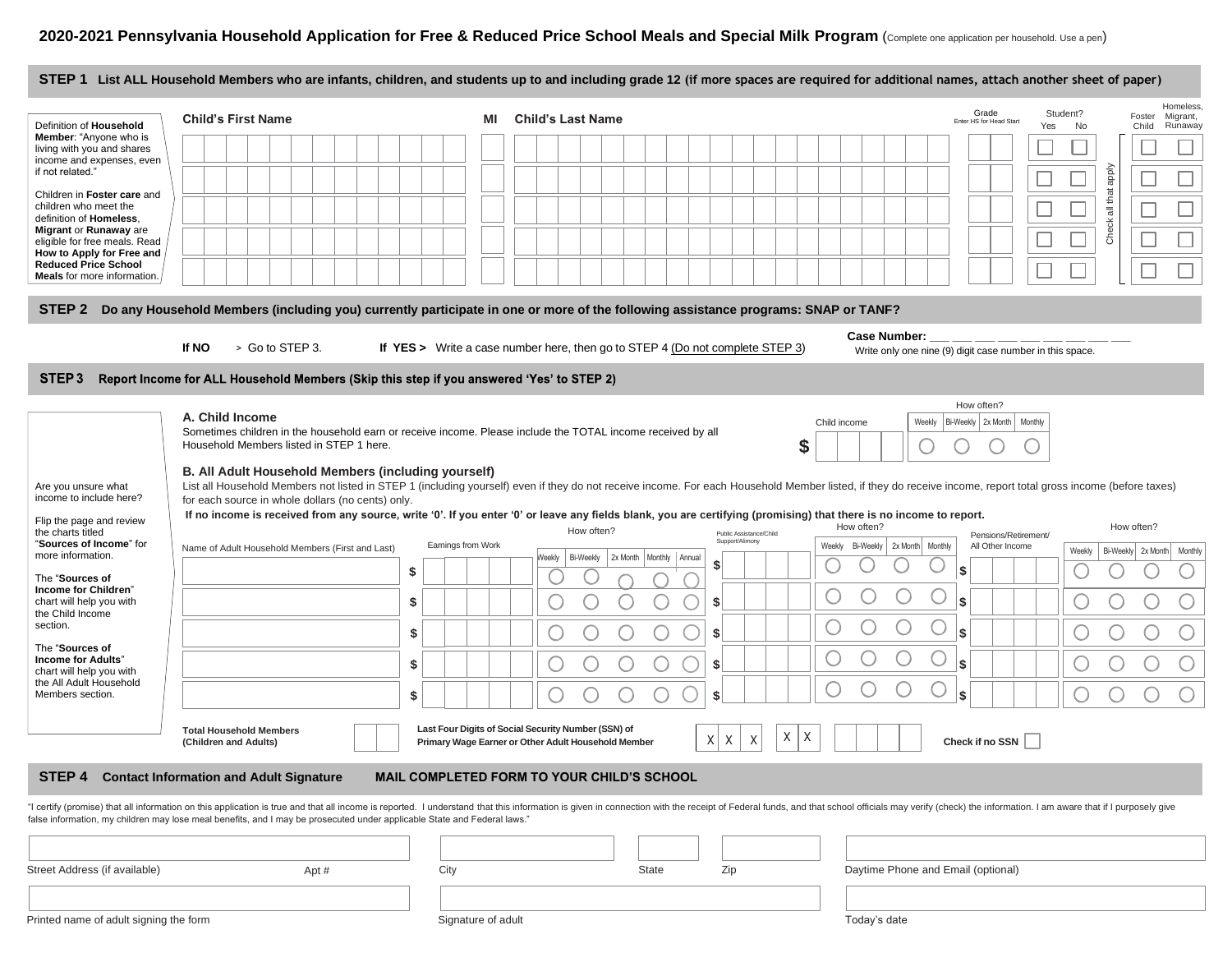# 2020-2021 Pennsylvania Household Application for Free & Reduced Price School Meals and Special Milk Program (Complete one application per household. Use a pen)

## STEP 1 List ALL Household Members who are infants, children, and students up to and including grade 12 (if more spaces are required for additional names, attach another sheet of paper)

Definition of **Household Member**: "Anyone who is living with you and shares income and expenses, even if not related."

Children in **Foster care** and children who meet the definition of **Homeless**, **Migrant** or **Runaway** are eligible for free meals. Read **How to Apply for Free and Reduced Price School Meals** for more information.

| Child's First Name | MI | Child's Last Name | Grade (Enter HS for Head Start) | Student? Yes | Student? No | Foster Child | Homeless, Migrant, Runaway |
|---|---|---|---|---|---|---|---|
| | | | | ☐ | ☐ | ☐ | ☐ |
| | | | | ☐ | ☐ | ☐ | ☐ |
| | | | | ☐ | ☐ | ☐ | ☐ |
| | | | | ☐ | ☐ | ☐ | ☐ |
| | | | | ☐ | ☐ | ☐ | ☐ |

Check all that apply

## STEP 2 Do any Household Members (including you) currently participate in one or more of the following assistance programs: SNAP or TANF?

**If NO** > Go to STEP 3. **If YES >** Write a case number here, then go to STEP 4 (Do not complete STEP 3)

**Case Number:** ___ ___ ___ ___ ___ ___ ___ ___ ___

Write only one nine (9) digit case number in this space.

## STEP 3 Report Income for ALL Household Members (Skip this step if you answered 'Yes' to STEP 2)

Are you unsure what income to include here?

Flip the page and review the charts titled "**Sources of Income**" for more information.

The "**Sources of Income for Children**" chart will help you with the Child Income section.

The "**Sources of Income for Adults**" chart will help you with the All Adult Household Members section.

### A. Child Income

Sometimes children in the household earn or receive income. Please include the TOTAL income received by all Household Members listed in STEP 1 here.

Child income $ ______ How often? ◯ Weekly ◯ Bi-Weekly ◯ 2x Month ◯ Monthly

### B. All Adult Household Members (including yourself)

List all Household Members not listed in STEP 1 (including yourself) even if they do not receive income. For each Household Member listed, if they do receive income, report total gross income (before taxes) for each source in whole dollars (no cents) only.

**If no income is received from any source, write '0'. If you enter '0' or leave any fields blank, you are certifying (promising) that there is no income to report.**

| Name of Adult Household Members (First and Last) | Earnings from Work | How often? Weekly | Bi-Weekly | 2x Month | Monthly | Annual | Public Assistance/Child Support/Alimony | How often? Weekly | Bi-Weekly | 2x Month | Monthly | Pensions/Retirement/All Other Income | How often? Weekly | Bi-Weekly | 2x Month | Monthly |
|---|---|---|---|---|---|---|---|---|---|---|---|---|---|---|---|---|
| | $ | ◯ | ◯ | ◯ | ◯ | ◯ | $ | ◯ | ◯ | ◯ | ◯ | $ | ◯ | ◯ | ◯ | ◯ |
| | $ | ◯ | ◯ | ◯ | ◯ | ◯ | $ | ◯ | ◯ | ◯ | ◯ | $ | ◯ | ◯ | ◯ | ◯ |
| | $ | ◯ | ◯ | ◯ | ◯ | ◯ | $ | ◯ | ◯ | ◯ | ◯ | $ | ◯ | ◯ | ◯ | ◯ |
| | $ | ◯ | ◯ | ◯ | ◯ | ◯ | $ | ◯ | ◯ | ◯ | ◯ | $ | ◯ | ◯ | ◯ | ◯ |
| | $ | ◯ | ◯ | ◯ | ◯ | ◯ | $ | ◯ | ◯ | ◯ | ◯ | $ | ◯ | ◯ | ◯ | ◯ |

**Total Household Members (Children and Adults)** ______

**Last Four Digits of Social Security Number (SSN) of Primary Wage Earner or Other Adult Household Member** X X X - X X - ____

**Check if no SSN** ☐

## STEP 4 Contact Information and Adult Signature MAIL COMPLETED FORM TO YOUR CHILD'S SCHOOL

"I certify (promise) that all information on this application is true and that all income is reported. I understand that this information is given in connection with the receipt of Federal funds, and that school officials may verify (check) the information. I am aware that if I purposely give false information, my children may lose meal benefits, and I may be prosecuted under applicable State and Federal laws."

| Street Address (if available) | Apt # | City | State | Zip | Daytime Phone and Email (optional) |
|---|---|---|---|---|---|
| | | | | | |

| Printed name of adult signing the form | Signature of adult | Today's date |
|---|---|---|
| | | |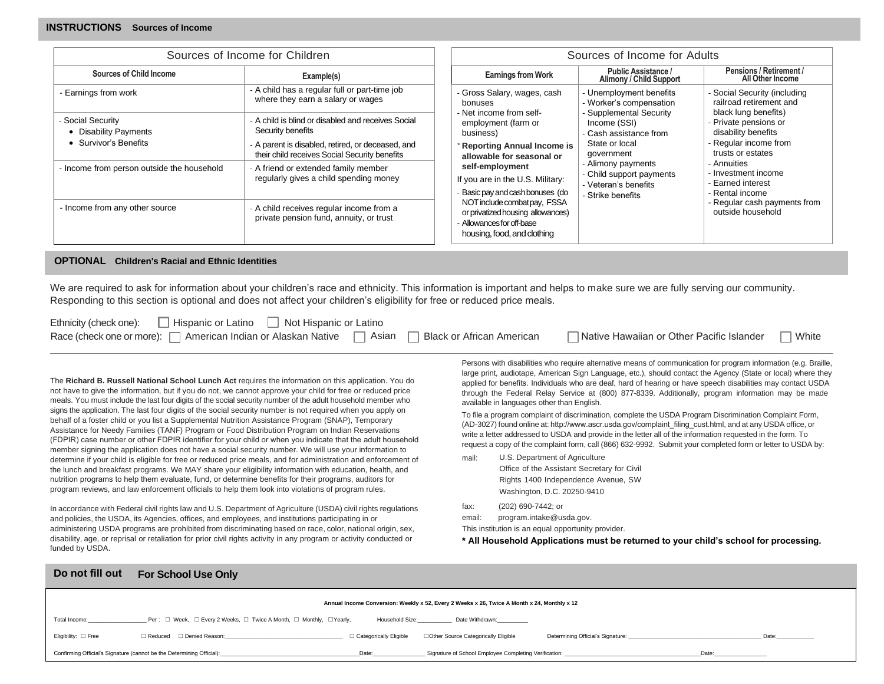## INSTRUCTIONS Sources of Income

### Sources of Income for Children

| Sources of Child Income | Example(s) |
| --- | --- |
| - Earnings from work | - A child has a regular full or part-time job where they earn a salary or wages |
| - Social Security<br>• Disability Payments<br>• Survivor's Benefits | - A child is blind or disabled and receives Social Security benefits<br>- A parent is disabled, retired, or deceased, and their child receives Social Security benefits |
| - Income from person outside the household | - A friend or extended family member regularly gives a child spending money |
| - Income from any other source | - A child receives regular income from a private pension fund, annuity, or trust |

### Sources of Income for Adults

| Earnings from Work | Public Assistance / Alimony / Child Support | Pensions / Retirement / All Other Income |
| --- | --- | --- |
| - Gross Salary, wages, cash bonuses<br>- Net income from self-employment (farm or business)<br>* **Reporting Annual Income is allowable for seasonal or self-employment**<br>If you are in the U.S. Military:<br>- Basic pay and cash bonuses (do NOT include combat pay, FSSA or privatized housing allowances)<br>- Allowances for off-base housing, food, and clothing | - Unemployment benefits<br>- Worker's compensation<br>- Supplemental Security Income (SSI)<br>- Cash assistance from State or local government<br>- Alimony payments<br>- Child support payments<br>- Veteran's benefits<br>- Strike benefits | - Social Security (including railroad retirement and black lung benefits)<br>- Private pensions or disability benefits<br>- Regular income from trusts or estates<br>- Annuities<br>- Investment income<br>- Earned interest<br>- Rental income<br>- Regular cash payments from outside household |

## OPTIONAL Children's Racial and Ethnic Identities

We are required to ask for information about your children's race and ethnicity. This information is important and helps to make sure we are fully serving our community. Responding to this section is optional and does not affect your children's eligibility for free or reduced price meals.

Ethnicity (check one): ☐ Hispanic or Latino ☐ Not Hispanic or Latino

Race (check one or more): ☐ American Indian or Alaskan Native ☐ Asian ☐ Black or African American ☐ Native Hawaiian or Other Pacific Islander ☐ White

The **Richard B. Russell National School Lunch Act** requires the information on this application. You do not have to give the information, but if you do not, we cannot approve your child for free or reduced price meals. You must include the last four digits of the social security number of the adult household member who signs the application. The last four digits of the social security number is not required when you apply on behalf of a foster child or you list a Supplemental Nutrition Assistance Program (SNAP), Temporary Assistance for Needy Families (TANF) Program or Food Distribution Program on Indian Reservations (FDPIR) case number or other FDPIR identifier for your child or when you indicate that the adult household member signing the application does not have a social security number. We will use your information to determine if your child is eligible for free or reduced price meals, and for administration and enforcement of the lunch and breakfast programs. We MAY share your eligibility information with education, health, and nutrition programs to help them evaluate, fund, or determine benefits for their programs, auditors for program reviews, and law enforcement officials to help them look into violations of program rules.

In accordance with Federal civil rights law and U.S. Department of Agriculture (USDA) civil rights regulations and policies, the USDA, its Agencies, offices, and employees, and institutions participating in or administering USDA programs are prohibited from discriminating based on race, color, national origin, sex, disability, age, or reprisal or retaliation for prior civil rights activity in any program or activity conducted or funded by USDA.

Persons with disabilities who require alternative means of communication for program information (e.g. Braille, large print, audiotape, American Sign Language, etc.), should contact the Agency (State or local) where they applied for benefits. Individuals who are deaf, hard of hearing or have speech disabilities may contact USDA through the Federal Relay Service at (800) 877-8339. Additionally, program information may be made available in languages other than English.

To file a program complaint of discrimination, complete the USDA Program Discrimination Complaint Form, (AD-3027) found online at: http://www.ascr.usda.gov/complaint_filing_cust.html, and at any USDA office, or write a letter addressed to USDA and provide in the letter all of the information requested in the form. To request a copy of the complaint form, call (866) 632-9992. Submit your completed form or letter to USDA by:

mail: U.S. Department of Agriculture
Office of the Assistant Secretary for Civil Rights 1400 Independence Avenue, SW
Washington, D.C. 20250-9410

fax: (202) 690-7442; or

email: program.intake@usda.gov.

This institution is an equal opportunity provider.

**\* All Household Applications must be returned to your child's school for processing.**

## Do not fill out For School Use Only

Annual Income Conversion: Weekly x 52, Every 2 Weeks x 26, Twice A Month x 24, Monthly x 12

Total Income:________________ Per : ☐ Week, ☐ Every 2 Weeks, ☐ Twice A Month, ☐ Monthly, ☐ Yearly, Household Size:__________ Date Withdrawn:_________

Eligibility: ☐ Free ☐ Reduced ☐ Denied Reason:________________________ ☐ Categorically Eligible ☐ Other Source Categorically Eligible Determining Official's Signature: ________________________ Date:__________

Confirming Official's Signature (cannot be the Determining Official):________________________ Date:______________ Signature of School Employee Completing Verification: ________________________ Date:______________